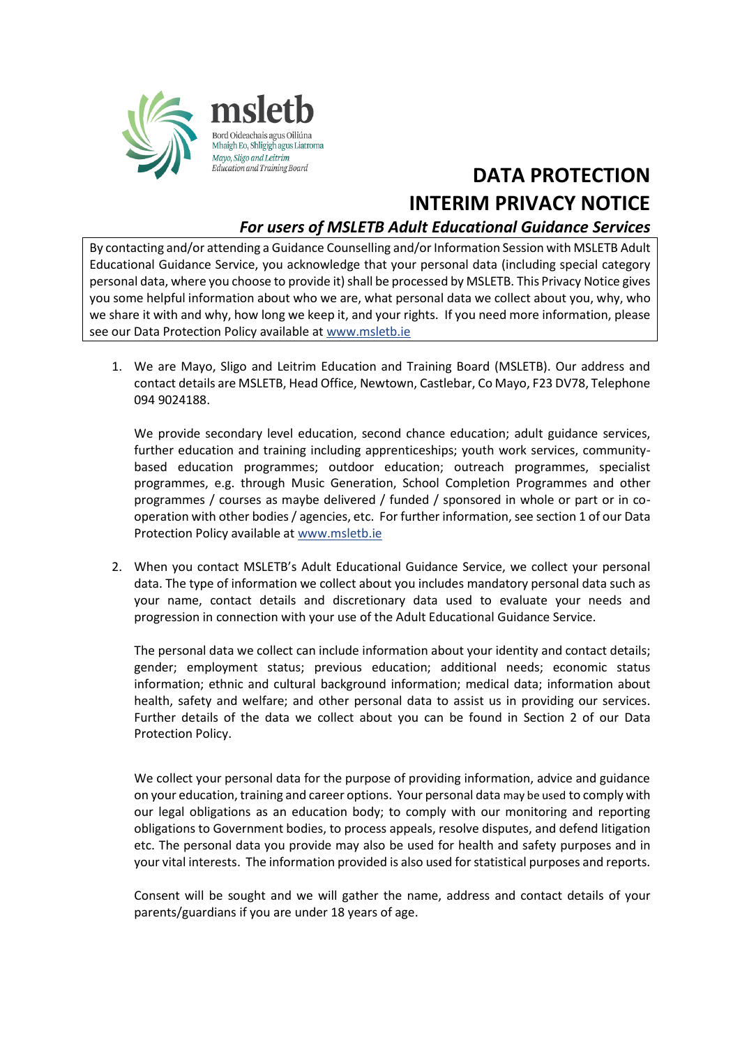msletb

Bord Oideachais agus Oiliúna Mhaigh Eo, Shligigh agus Liatroma

*Mayo, Sligo and Leitrim Education and Training Board*

# DATA PROTECTION INTERIM PRIVACY NOTICE

### *For users of MSLETB Adult Educational Guidance Services*

By contacting and/or attending a Guidance Counselling and/or Information Session with MSLETB Adult Educational Guidance Service, you acknowledge that your personal data (including special category personal data, where you choose to provide it) shall be processed by MSLETB. This Privacy Notice gives you some helpful information about who we are, what personal data we collect about you, why, who we share it with and why, how long we keep it, and your rights. If you need more information, please see our Data Protection Policy available at www.msletb.ie

1. We are Mayo, Sligo and Leitrim Education and Training Board (MSLETB). Our address and contact details are MSLETB, Head Office, Newtown, Castlebar, Co Mayo, F23 DV78, Telephone 094 9024188.

   We provide secondary level education, second chance education; adult guidance services, further education and training including apprenticeships; youth work services, community-based education programmes; outdoor education; outreach programmes, specialist programmes, e.g. through Music Generation, School Completion Programmes and other programmes / courses as maybe delivered / funded / sponsored in whole or part or in co-operation with other bodies / agencies, etc. For further information, see section 1 of our Data Protection Policy available at www.msletb.ie

2. When you contact MSLETB's Adult Educational Guidance Service, we collect your personal data. The type of information we collect about you includes mandatory personal data such as your name, contact details and discretionary data used to evaluate your needs and progression in connection with your use of the Adult Educational Guidance Service.

   The personal data we collect can include information about your identity and contact details; gender; employment status; previous education; additional needs; economic status information; ethnic and cultural background information; medical data; information about health, safety and welfare; and other personal data to assist us in providing our services. Further details of the data we collect about you can be found in Section 2 of our Data Protection Policy.

   We collect your personal data for the purpose of providing information, advice and guidance on your education, training and career options. Your personal data may be used to comply with our legal obligations as an education body; to comply with our monitoring and reporting obligations to Government bodies, to process appeals, resolve disputes, and defend litigation etc. The personal data you provide may also be used for health and safety purposes and in your vital interests. The information provided is also used for statistical purposes and reports.

   Consent will be sought and we will gather the name, address and contact details of your parents/guardians if you are under 18 years of age.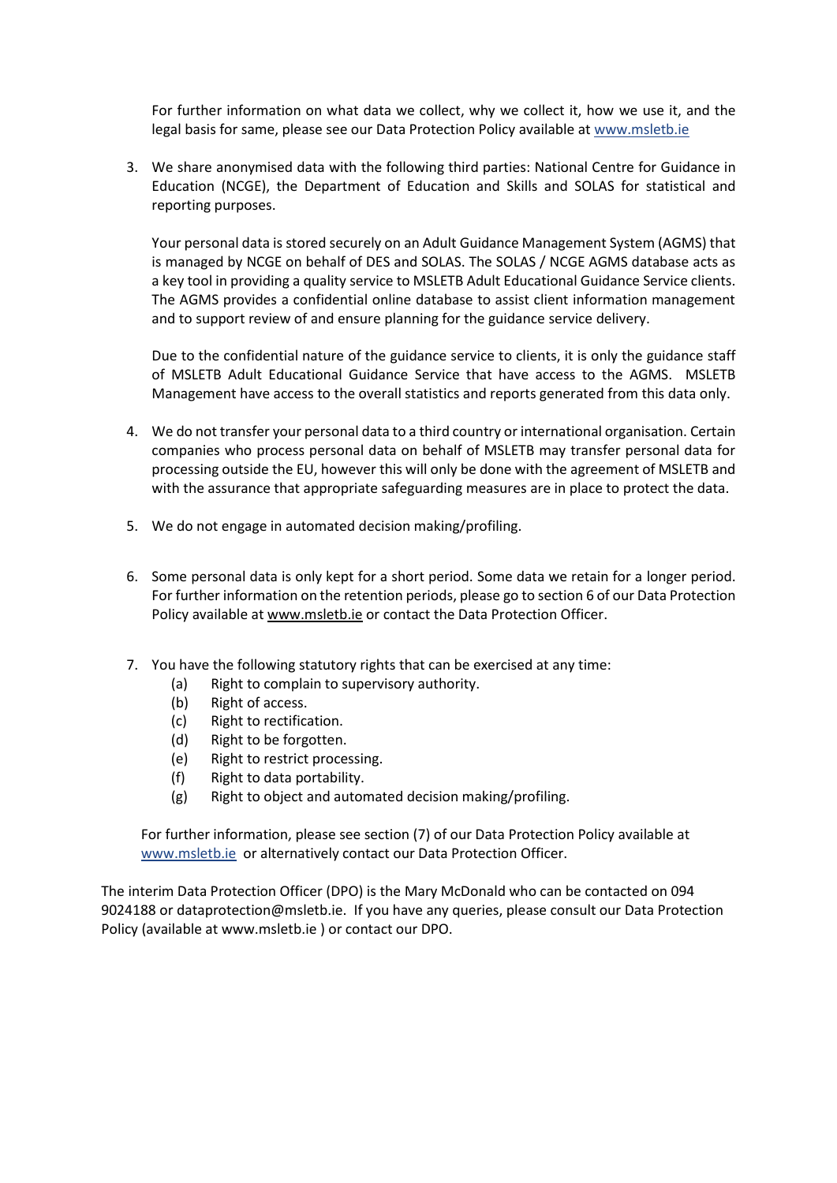For further information on what data we collect, why we collect it, how we use it, and the legal basis for same, please see our Data Protection Policy available at www.msletb.ie

3. We share anonymised data with the following third parties: National Centre for Guidance in Education (NCGE), the Department of Education and Skills and SOLAS for statistical and reporting purposes.

   Your personal data is stored securely on an Adult Guidance Management System (AGMS) that is managed by NCGE on behalf of DES and SOLAS. The SOLAS / NCGE AGMS database acts as a key tool in providing a quality service to MSLETB Adult Educational Guidance Service clients. The AGMS provides a confidential online database to assist client information management and to support review of and ensure planning for the guidance service delivery.

   Due to the confidential nature of the guidance service to clients, it is only the guidance staff of MSLETB Adult Educational Guidance Service that have access to the AGMS. MSLETB Management have access to the overall statistics and reports generated from this data only.

4. We do not transfer your personal data to a third country or international organisation. Certain companies who process personal data on behalf of MSLETB may transfer personal data for processing outside the EU, however this will only be done with the agreement of MSLETB and with the assurance that appropriate safeguarding measures are in place to protect the data.

5. We do not engage in automated decision making/profiling.

6. Some personal data is only kept for a short period. Some data we retain for a longer period. For further information on the retention periods, please go to section 6 of our Data Protection Policy available at www.msletb.ie or contact the Data Protection Officer.

7. You have the following statutory rights that can be exercised at any time:
   - (a) Right to complain to supervisory authority.
   - (b) Right of access.
   - (c) Right to rectification.
   - (d) Right to be forgotten.
   - (e) Right to restrict processing.
   - (f) Right to data portability.
   - (g) Right to object and automated decision making/profiling.

   For further information, please see section (7) of our Data Protection Policy available at www.msletb.ie or alternatively contact our Data Protection Officer.

The interim Data Protection Officer (DPO) is the Mary McDonald who can be contacted on 094 9024188 or dataprotection@msletb.ie. If you have any queries, please consult our Data Protection Policy (available at www.msletb.ie ) or contact our DPO.